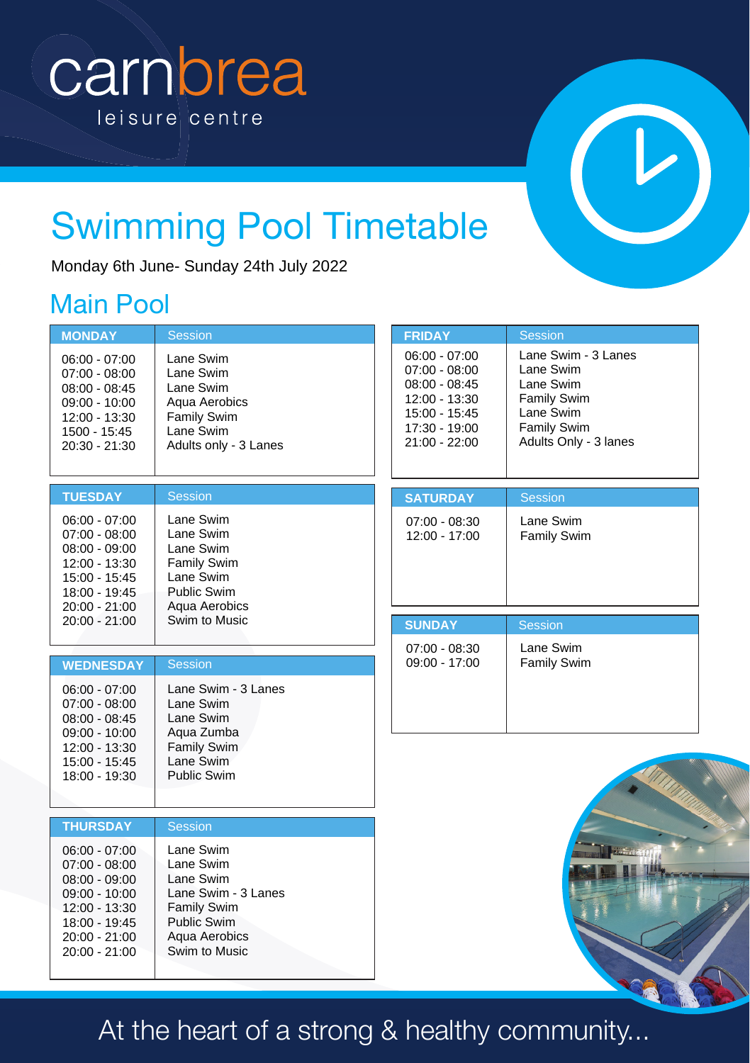carnbrea
leisure centre

# Swimming Pool Timetable

Monday 6th June- Sunday 24th July 2022

## Main Pool

| MONDAY | Session |
|---|---|
| 06:00 - 07:00 | Lane Swim |
| 07:00 - 08:00 | Lane Swim |
| 08:00 - 08:45 | Lane Swim |
| 09:00 - 10:00 | Aqua Aerobics |
| 12:00 - 13:30 | Family Swim |
| 1500 - 15:45 | Lane Swim |
| 20:30 - 21:30 | Adults only - 3 Lanes |

| TUESDAY | Session |
|---|---|
| 06:00 - 07:00 | Lane Swim |
| 07:00 - 08:00 | Lane Swim |
| 08:00 - 09:00 | Lane Swim |
| 12:00 - 13:30 | Family Swim |
| 15:00 - 15:45 | Lane Swim |
| 18:00 - 19:45 | Public Swim |
| 20:00 - 21:00 | Aqua Aerobics |
| 20:00 - 21:00 | Swim to Music |

| WEDNESDAY | Session |
|---|---|
| 06:00 - 07:00 | Lane Swim - 3 Lanes |
| 07:00 - 08:00 | Lane Swim |
| 08:00 - 08:45 | Lane Swim |
| 09:00 - 10:00 | Aqua Zumba |
| 12:00 - 13:30 | Family Swim |
| 15:00 - 15:45 | Lane Swim |
| 18:00 - 19:30 | Public Swim |

| THURSDAY | Session |
|---|---|
| 06:00 - 07:00 | Lane Swim |
| 07:00 - 08:00 | Lane Swim |
| 08:00 - 09:00 | Lane Swim |
| 09:00 - 10:00 | Lane Swim - 3 Lanes |
| 12:00 - 13:30 | Family Swim |
| 18:00 - 19:45 | Public Swim |
| 20:00 - 21:00 | Aqua Aerobics |
| 20:00 - 21:00 | Swim to Music |

| FRIDAY | Session |
|---|---|
| 06:00 - 07:00 | Lane Swim - 3 Lanes |
| 07:00 - 08:00 | Lane Swim |
| 08:00 - 08:45 | Lane Swim |
| 12:00 - 13:30 | Family Swim |
| 15:00 - 15:45 | Lane Swim |
| 17:30 - 19:00 | Family Swim |
| 21:00 - 22:00 | Adults Only - 3 lanes |

| SATURDAY | Session |
|---|---|
| 07:00 - 08:30 | Lane Swim |
| 12:00 - 17:00 | Family Swim |

| SUNDAY | Session |
|---|---|
| 07:00 - 08:30 | Lane Swim |
| 09:00 - 17:00 | Family Swim |

At the heart of a strong & healthy community...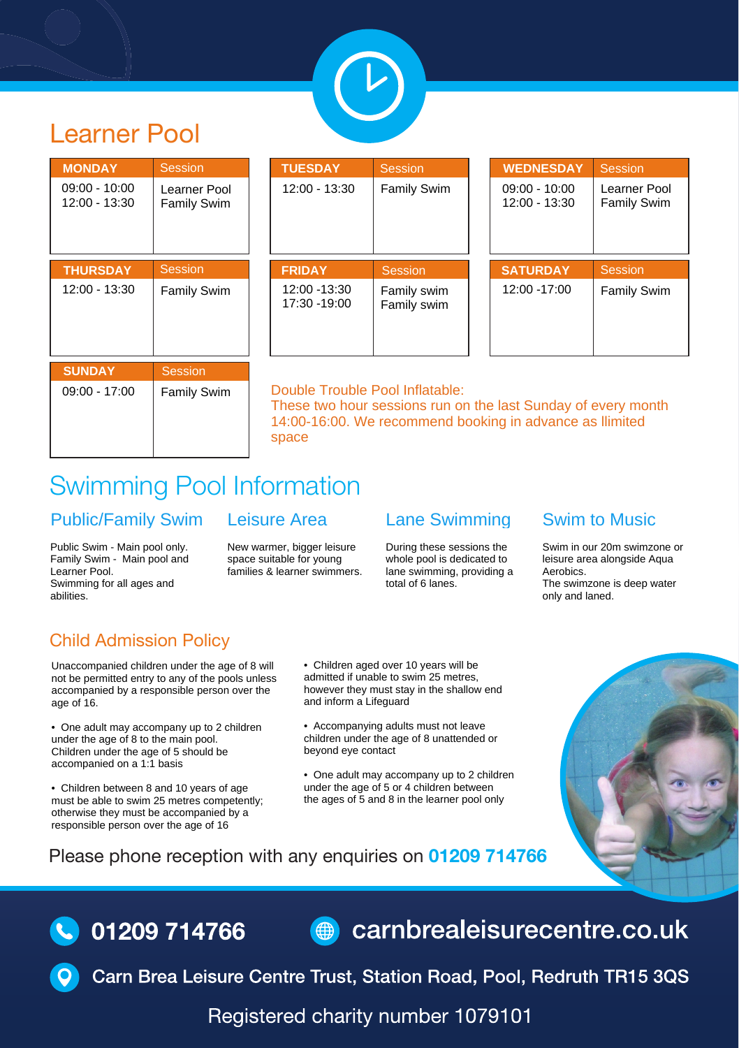# Learner Pool

| MONDAY | Session |
|---|---|
| 09:00 - 10:00<br>12:00 - 13:30 | Learner Pool<br>Family Swim |

| TUESDAY | Session |
|---|---|
| 12:00 - 13:30 | Family Swim |

| WEDNESDAY | Session |
|---|---|
| 09:00 - 10:00<br>12:00 - 13:30 | Learner Pool<br>Family Swim |

| THURSDAY | Session |
|---|---|
| 12:00 - 13:30 | Family Swim |

| FRIDAY | Session |
|---|---|
| 12:00 -13:30<br>17:30 -19:00 | Family swim<br>Family swim |

| SATURDAY | Session |
|---|---|
| 12:00 -17:00 | Family Swim |

| SUNDAY | Session |
|---|---|
| 09:00 - 17:00 | Family Swim |

Double Trouble Pool Inflatable:
These two hour sessions run on the last Sunday of every month 14:00-16:00. We recommend booking in advance as llimited space

# Swimming Pool Information

## Public/Family Swim

Public Swim - Main pool only.
Family Swim - Main pool and Learner Pool.
Swimming for all ages and abilities.

## Leisure Area

New warmer, bigger leisure space suitable for young families & learner swimmers.

## Lane Swimming

During these sessions the whole pool is dedicated to lane swimming, providing a total of 6 lanes.

## Swim to Music

Swim in our 20m swimzone or leisure area alongside Aqua Aerobics.
The swimzone is deep water only and laned.

## Child Admission Policy

Unaccompanied children under the age of 8 will not be permitted entry to any of the pools unless accompanied by a responsible person over the age of 16.

- One adult may accompany up to 2 children under the age of 8 to the main pool. Children under the age of 5 should be accompanied on a 1:1 basis
- Children between 8 and 10 years of age must be able to swim 25 metres competently; otherwise they must be accompanied by a responsible person over the age of 16
- Children aged over 10 years will be admitted if unable to swim 25 metres, however they must stay in the shallow end and inform a Lifeguard
- Accompanying adults must not leave children under the age of 8 unattended or beyond eye contact
- One adult may accompany up to 2 children under the age of 5 or 4 children between the ages of 5 and 8 in the learner pool only

Please phone reception with any enquiries on **01209 714766**

**01209 714766**

**carnbrealeisurecentre.co.uk**

**Carn Brea Leisure Centre Trust, Station Road, Pool, Redruth TR15 3QS**

Registered charity number 1079101